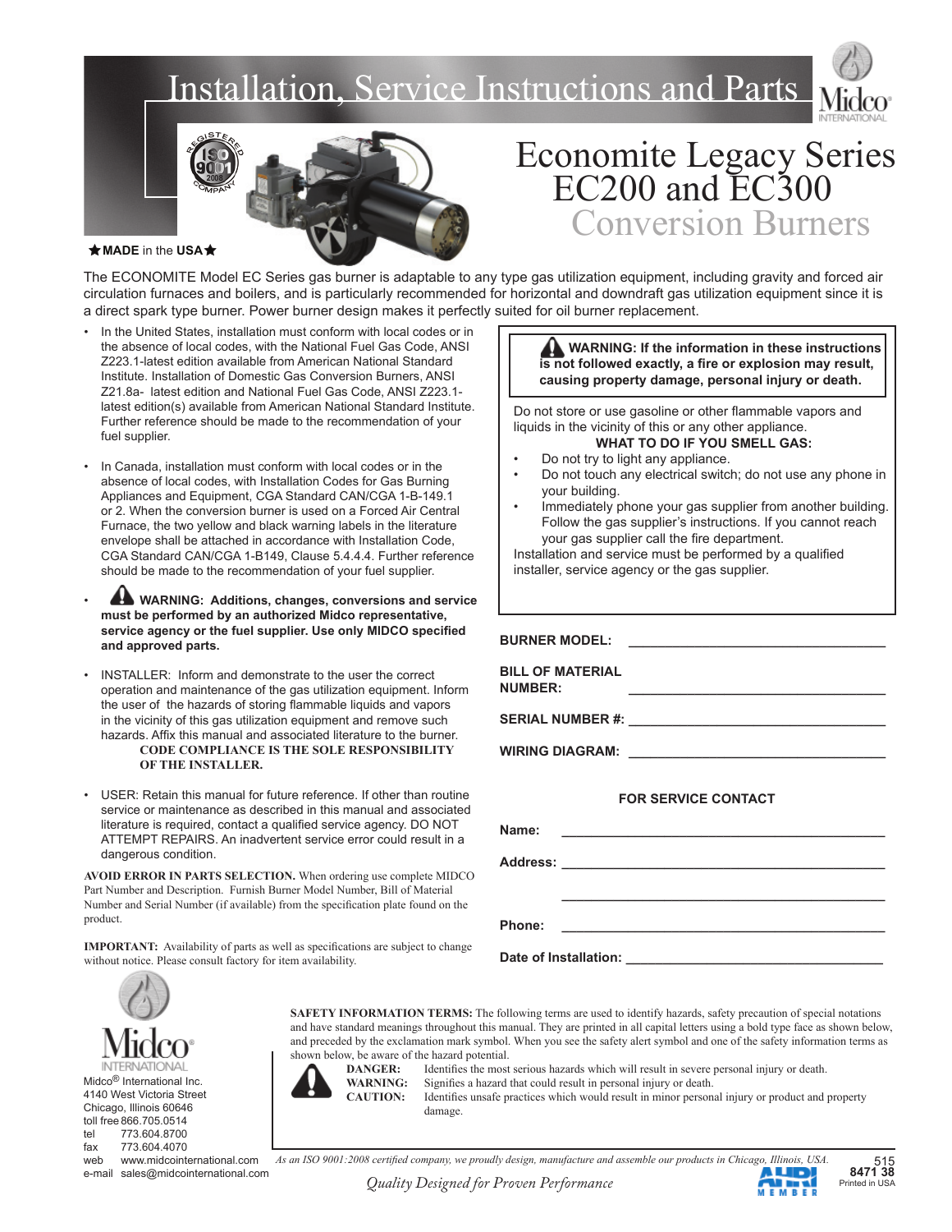# Installation, Service Instructions and Parts

★**MADE** in the **USA**★

# Economite Legacy Series EC200 and EC300 Conversion Burners

The ECONOMITE Model EC Series gas burner is adaptable to any type gas utilization equipment, including gravity and forced air circulation furnaces and boilers, and is particularly recommended for horizontal and downdraft gas utilization equipment since it is a direct spark type burner. Power burner design makes it perfectly suited for oil burner replacement.

- In the United States, installation must conform with local codes or in the absence of local codes, with the National Fuel Gas Code, ANSI Z223.1-latest edition available from American National Standard Institute. Installation of Domestic Gas Conversion Burners, ANSI Z21.8a- latest edition and National Fuel Gas Code, ANSI Z223.1-latest edition(s) available from American National Standard Institute. Further reference should be made to the recommendation of your fuel supplier.
- In Canada, installation must conform with local codes or in the absence of local codes, with Installation Codes for Gas Burning Appliances and Equipment, CGA Standard CAN/CGA 1-B-149.1 or 2. When the conversion burner is used on a Forced Air Central Furnace, the two yellow and black warning labels in the literature envelope shall be attached in accordance with Installation Code, CGA Standard CAN/CGA 1-B149, Clause 5.4.4.4. Further reference should be made to the recommendation of your fuel supplier.
- **WARNING: Additions, changes, conversions and service must be performed by an authorized Midco representative, service agency or the fuel supplier. Use only MIDCO specified and approved parts.**
- INSTALLER: Inform and demonstrate to the user the correct operation and maintenance of the gas utilization equipment. Inform the user of the hazards of storing flammable liquids and vapors in the vicinity of this gas utilization equipment and remove such hazards. Affix this manual and associated literature to the burner.
  **CODE COMPLIANCE IS THE SOLE RESPONSIBILITY OF THE INSTALLER.**
- USER: Retain this manual for future reference. If other than routine service or maintenance as described in this manual and associated literature is required, contact a qualified service agency. DO NOT ATTEMPT REPAIRS. An inadvertent service error could result in a dangerous condition.

**AVOID ERROR IN PARTS SELECTION.** When ordering use complete MIDCO Part Number and Description. Furnish Burner Model Number, Bill of Material Number and Serial Number (if available) from the specification plate found on the product.

**IMPORTANT:** Availability of parts as well as specifications are subject to change without notice. Please consult factory for item availability.

**WARNING: If the information in these instructions is not followed exactly, a fire or explosion may result, causing property damage, personal injury or death.**

Do not store or use gasoline or other flammable vapors and liquids in the vicinity of this or any other appliance.

**WHAT TO DO IF YOU SMELL GAS:**

- Do not try to light any appliance.
- Do not touch any electrical switch; do not use any phone in your building.
- Immediately phone your gas supplier from another building. Follow the gas supplier's instructions. If you cannot reach your gas supplier call the fire department.

Installation and service must be performed by a qualified installer, service agency or the gas supplier.

**BURNER MODEL:** ______________________

**BILL OF MATERIAL NUMBER:** ______________________

**SERIAL NUMBER #:** ______________________

**WIRING DIAGRAM:** ______________________

**FOR SERVICE CONTACT**

**Name:** ______________________

**Address:** ______________________

______________________

**Phone:** ______________________

**Date of Installation:** ______________________

Midco® International Inc.
4140 West Victoria Street
Chicago, Illinois 60646
toll free 866.705.0514
tel 773.604.8700
fax 773.604.4070
web www.midcointernational.com
e-mail sales@midcointernational.com

**SAFETY INFORMATION TERMS:** The following terms are used to identify hazards, safety precaution of special notations and have standard meanings throughout this manual. They are printed in all capital letters using a bold type face as shown below, and preceded by the exclamation mark symbol. When you see the safety alert symbol and one of the safety information terms as shown below, be aware of the hazard potential.

**DANGER:** Identifies the most serious hazards which will result in severe personal injury or death.
**WARNING:** Signifies a hazard that could result in personal injury or death.
**CAUTION:** Identifies unsafe practices which would result in minor personal injury or product and property damage.

*As an ISO 9001:2008 certified company, we proudly design, manufacture and assemble our products in Chicago, Illinois, USA.*

*Quality Designed for Proven Performance*

515
**8471 38**
Printed in USA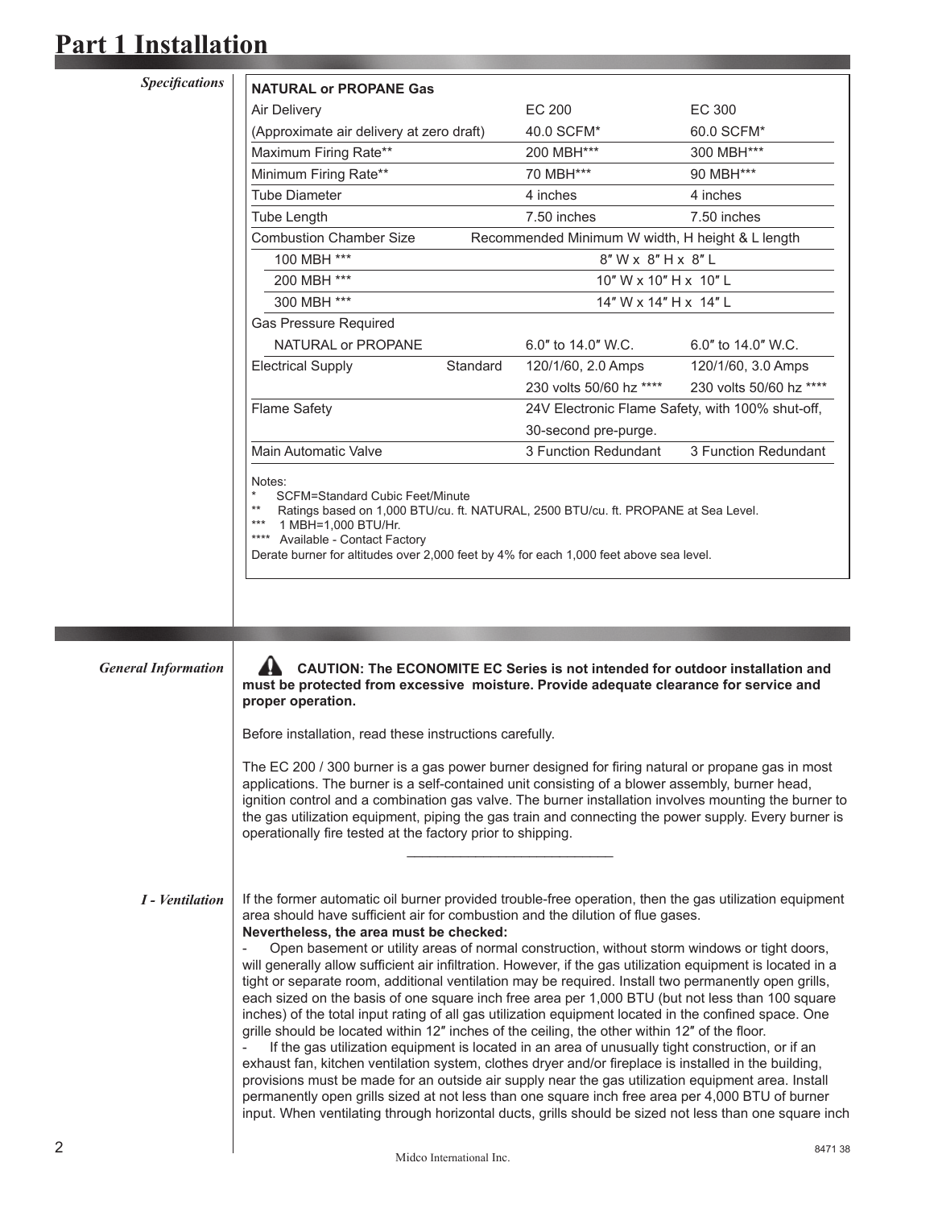# Part 1 Installation

### *Specifications*

| NATURAL or PROPANE Gas | | EC 200 | EC 300 |
|---|---|---|---|
| Air Delivery | | EC 200 | EC 300 |
| (Approximate air delivery at zero draft) | | 40.0 SCFM* | 60.0 SCFM* |
| Maximum Firing Rate** | | 200 MBH*** | 300 MBH*** |
| Minimum Firing Rate** | | 70 MBH*** | 90 MBH*** |
| Tube Diameter | | 4 inches | 4 inches |
| Tube Length | | 7.50 inches | 7.50 inches |
| Combustion Chamber Size | Recommended Minimum W width, H height & L length | | |
| 100 MBH *** | | 8″ W x 8″ H x 8″ L | |
| 200 MBH *** | | 10″ W x 10″ H x 10″ L | |
| 300 MBH *** | | 14″ W x 14″ H x 14″ L | |
| Gas Pressure Required | | | |
| NATURAL or PROPANE | | 6.0″ to 14.0″ W.C. | 6.0″ to 14.0″ W.C. |
| Electrical Supply | Standard | 120/1/60, 2.0 Amps | 120/1/60, 3.0 Amps |
| | | 230 volts 50/60 hz **** | 230 volts 50/60 hz **** |
| Flame Safety | | 24V Electronic Flame Safety, with 100% shut-off, 30-second pre-purge. | |
| Main Automatic Valve | | 3 Function Redundant | 3 Function Redundant |

Notes:
* SCFM=Standard Cubic Feet/Minute
** Ratings based on 1,000 BTU/cu. ft. NATURAL, 2500 BTU/cu. ft. PROPANE at Sea Level.
*** 1 MBH=1,000 BTU/Hr.
**** Available - Contact Factory
Derate burner for altitudes over 2,000 feet by 4% for each 1,000 feet above sea level.

### *General Information*

**CAUTION: The ECONOMITE EC Series is not intended for outdoor installation and must be protected from excessive moisture. Provide adequate clearance for service and proper operation.**

Before installation, read these instructions carefully.

The EC 200 / 300 burner is a gas power burner designed for firing natural or propane gas in most applications. The burner is a self-contained unit consisting of a blower assembly, burner head, ignition control and a combination gas valve. The burner installation involves mounting the burner to the gas utilization equipment, piping the gas train and connecting the power supply. Every burner is operationally fire tested at the factory prior to shipping.

---

### *I - Ventilation*

If the former automatic oil burner provided trouble-free operation, then the gas utilization equipment area should have sufficient air for combustion and the dilution of flue gases.

**Nevertheless, the area must be checked:**

- Open basement or utility areas of normal construction, without storm windows or tight doors, will generally allow sufficient air infiltration. However, if the gas utilization equipment is located in a tight or separate room, additional ventilation may be required. Install two permanently open grills, each sized on the basis of one square inch free area per 1,000 BTU (but not less than 100 square inches) of the total input rating of all gas utilization equipment located in the confined space. One grille should be located within 12″ inches of the ceiling, the other within 12″ of the floor.
- If the gas utilization equipment is located in an area of unusually tight construction, or if an exhaust fan, kitchen ventilation system, clothes dryer and/or fireplace is installed in the building, provisions must be made for an outside air supply near the gas utilization equipment area. Install permanently open grills sized at not less than one square inch free area per 4,000 BTU of burner input. When ventilating through horizontal ducts, grills should be sized not less than one square inch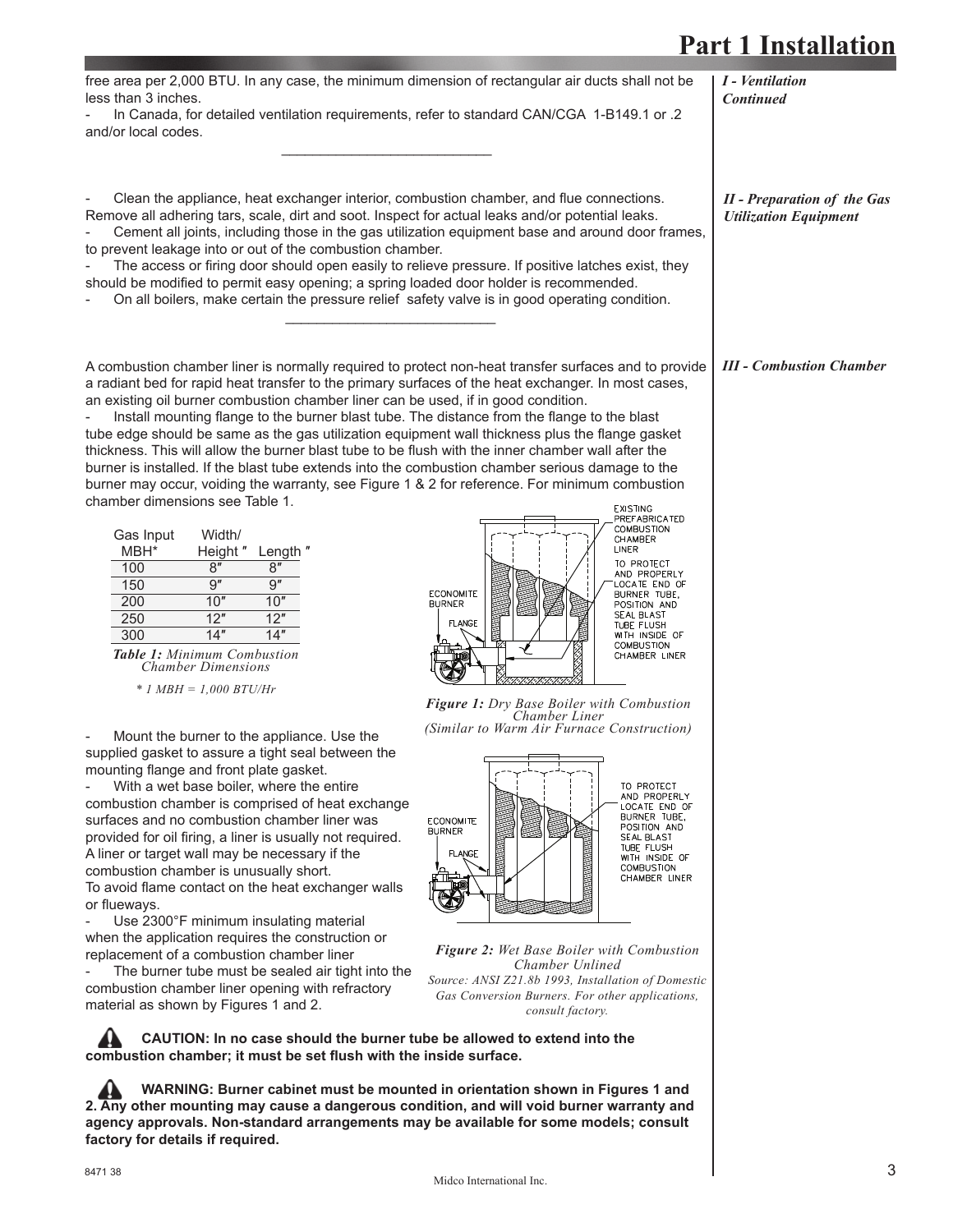free area per 2,000 BTU. In any case, the minimum dimension of rectangular air ducts shall not be less than 3 inches.

*I - Ventilation Continued*

- In Canada, for detailed ventilation requirements, refer to standard CAN/CGA 1-B149.1 or .2 and/or local codes.

---

### *II - Preparation of the Gas Utilization Equipment*

- Clean the appliance, heat exchanger interior, combustion chamber, and flue connections. Remove all adhering tars, scale, dirt and soot. Inspect for actual leaks and/or potential leaks.
- Cement all joints, including those in the gas utilization equipment base and around door frames, to prevent leakage into or out of the combustion chamber.
- The access or firing door should open easily to relieve pressure. If positive latches exist, they should be modified to permit easy opening; a spring loaded door holder is recommended.
- On all boilers, make certain the pressure relief safety valve is in good operating condition.

---

### *III - Combustion Chamber*

A combustion chamber liner is normally required to protect non-heat transfer surfaces and to provide a radiant bed for rapid heat transfer to the primary surfaces of the heat exchanger. In most cases, an existing oil burner combustion chamber liner can be used, if in good condition.

- Install mounting flange to the burner blast tube. The distance from the flange to the blast tube edge should be same as the gas utilization equipment wall thickness plus the flange gasket thickness. This will allow the burner blast tube to be flush with the inner chamber wall after the burner is installed. If the blast tube extends into the combustion chamber serious damage to the burner may occur, voiding the warranty, see Figure 1 & 2 for reference. For minimum combustion chamber dimensions see Table 1.

| Gas Input MBH* | Width/ Height ″ | Length ″ |
|---|---|---|
| 100 | 8″ | 8″ |
| 150 | 9″ | 9″ |
| 200 | 10″ | 10″ |
| 250 | 12″ | 12″ |
| 300 | 14″ | 14″ |

***Table 1:*** *Minimum Combustion Chamber Dimensions*

*\* 1 MBH = 1,000 BTU/Hr*

***Figure 1:*** *Dry Base Boiler with Combustion Chamber Liner (Similar to Warm Air Furnace Construction)*

- Mount the burner to the appliance. Use the supplied gasket to assure a tight seal between the mounting flange and front plate gasket.
- With a wet base boiler, where the entire combustion chamber is comprised of heat exchange surfaces and no combustion chamber liner was provided for oil firing, a liner is usually not required. A liner or target wall may be necessary if the combustion chamber is unusually short.

To avoid flame contact on the heat exchanger walls or flueways.

- Use 2300°F minimum insulating material when the application requires the construction or replacement of a combustion chamber liner
- The burner tube must be sealed air tight into the combustion chamber liner opening with refractory material as shown by Figures 1 and 2.

***Figure 2:*** *Wet Base Boiler with Combustion Chamber Unlined*

*Source: ANSI Z21.8b 1993, Installation of Domestic Gas Conversion Burners. For other applications, consult factory.*

**CAUTION: In no case should the burner tube be allowed to extend into the combustion chamber; it must be set flush with the inside surface.**

**WARNING: Burner cabinet must be mounted in orientation shown in Figures 1 and 2. Any other mounting may cause a dangerous condition, and will void burner warranty and agency approvals. Non-standard arrangements may be available for some models; consult factory for details if required.**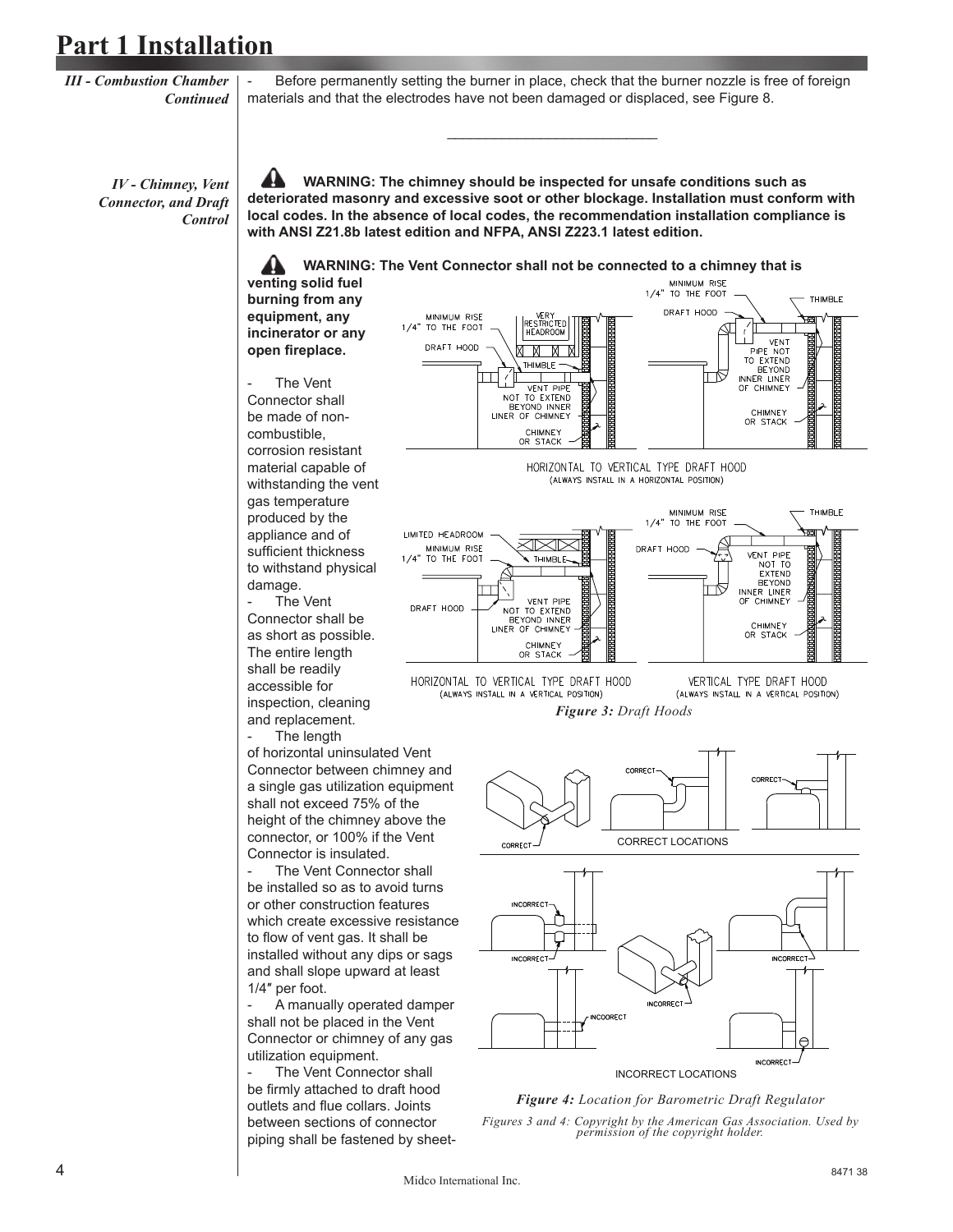# Part 1 Installation

*III - Combustion Chamber Continued*

- Before permanently setting the burner in place, check that the burner nozzle is free of foreign materials and that the electrodes have not been damaged or displaced, see Figure 8.

---

*IV - Chimney, Vent Connector, and Draft Control*

**WARNING: The chimney should be inspected for unsafe conditions such as deteriorated masonry and excessive soot or other blockage. Installation must conform with local codes. In the absence of local codes, the recommendation installation compliance is with ANSI Z21.8b latest edition and NFPA, ANSI Z223.1 latest edition.**

**WARNING: The Vent Connector shall not be connected to a chimney that is venting solid fuel burning from any equipment, any incinerator or any open fireplace.**

- The Vent Connector shall be made of non-combustible, corrosion resistant material capable of withstanding the vent gas temperature produced by the appliance and of sufficient thickness to withstand physical damage.
- The Vent Connector shall be as short as possible. The entire length shall be readily accessible for inspection, cleaning and replacement.
- The length of horizontal uninsulated Vent Connector between chimney and a single gas utilization equipment shall not exceed 75% of the height of the chimney above the connector, or 100% if the Vent Connector is insulated.
- The Vent Connector shall be installed so as to avoid turns or other construction features which create excessive resistance to flow of vent gas. It shall be installed without any dips or sags and shall slope upward at least 1/4″ per foot.
- A manually operated damper shall not be placed in the Vent Connector or chimney of any gas utilization equipment.
- The Vent Connector shall be firmly attached to draft hood outlets and flue collars. Joints between sections of connector piping shall be fastened by sheet-

***Figure 3:*** *Draft Hoods*

***Figure 4:*** *Location for Barometric Draft Regulator*

*Figures 3 and 4: Copyright by the American Gas Association. Used by permission of the copyright holder.*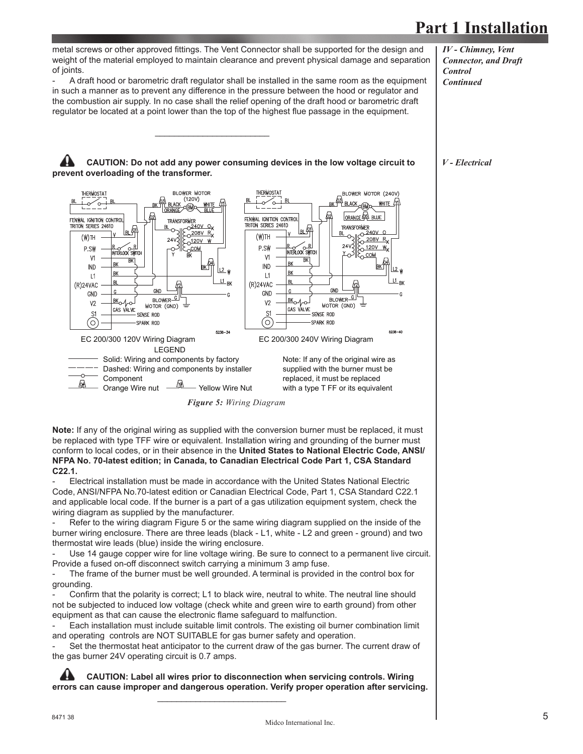metal screws or other approved fittings. The Vent Connector shall be supported for the design and weight of the material employed to maintain clearance and prevent physical damage and separation of joints.

- A draft hood or barometric draft regulator shall be installed in the same room as the equipment in such a manner as to prevent any difference in the pressure between the hood or regulator and the combustion air supply. In no case shall the relief opening of the draft hood or barometric draft regulator be located at a point lower than the top of the highest flue passage in the equipment.

*IV - Chimney, Vent Connector, and Draft Control Continued*

---

*V - Electrical*

**CAUTION: Do not add any power consuming devices in the low voltage circuit to prevent overloading of the transformer.**

EC 200/300 120V Wiring Diagram

EC 200/300 240V Wiring Diagram

LEGEND

- Solid: Wiring and components by factory
- Dashed: Wiring and components by installer
- Component
- Orange Wire nut — Yellow Wire Nut

Note: If any of the original wire as supplied with the burner must be replaced, it must be replaced with a type T FF or its equivalent

*Figure 5: Wiring Diagram*

**Note:** If any of the original wiring as supplied with the conversion burner must be replaced, it must be replaced with type TFF wire or equivalent. Installation wiring and grounding of the burner must conform to local codes, or in their absence in the **United States to National Electric Code, ANSI/ NFPA No. 70-latest edition; in Canada, to Canadian Electrical Code Part 1, CSA Standard C22.1.**

- Electrical installation must be made in accordance with the United States National Electric Code, ANSI/NFPA No.70-latest edition or Canadian Electrical Code, Part 1, CSA Standard C22.1 and applicable local code. If the burner is a part of a gas utilization equipment system, check the wiring diagram as supplied by the manufacturer.
- Refer to the wiring diagram Figure 5 or the same wiring diagram supplied on the inside of the burner wiring enclosure. There are three leads (black - L1, white - L2 and green - ground) and two thermostat wire leads (blue) inside the wiring enclosure.
- Use 14 gauge copper wire for line voltage wiring. Be sure to connect to a permanent live circuit. Provide a fused on-off disconnect switch carrying a minimum 3 amp fuse.
- The frame of the burner must be well grounded. A terminal is provided in the control box for grounding.
- Confirm that the polarity is correct; L1 to black wire, neutral to white. The neutral line should not be subjected to induced low voltage (check white and green wire to earth ground) from other equipment as that can cause the electronic flame safeguard to malfunction.
- Each installation must include suitable limit controls. The existing oil burner combination limit and operating controls are NOT SUITABLE for gas burner safety and operation.
- Set the thermostat heat anticipator to the current draw of the gas burner. The current draw of the gas burner 24V operating circuit is 0.7 amps.

**CAUTION: Label all wires prior to disconnection when servicing controls. Wiring errors can cause improper and dangerous operation. Verify proper operation after servicing.**

---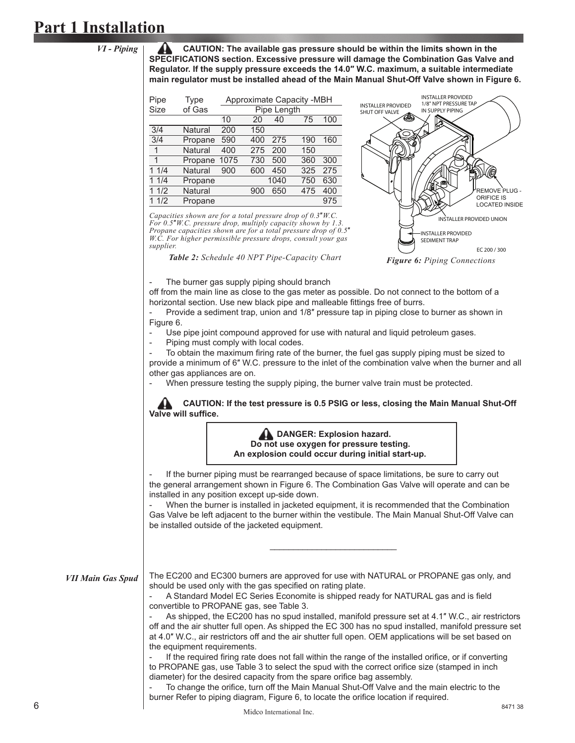# Part 1 Installation

## VI - Piping

**CAUTION: The available gas pressure should be within the limits shown in the SPECIFICATIONS section. Excessive pressure will damage the Combination Gas Valve and Regulator. If the supply pressure exceeds the 14.0″ W.C. maximum, a suitable intermediate main regulator must be installed ahead of the Main Manual Shut-Off Valve shown in Figure 6.**

| Pipe Size | Type of Gas | Approximate Capacity -MBH Pipe Length | | | | |
|---|---|---|---|---|---|---|
| | | 10 | 20 | 40 | 75 | 100 |
| 3/4 | Natural | 200 | 150 | | | |
| 3/4 | Propane | 590 | 400 | 275 | 190 | 160 |
| 1 | Natural | 400 | 275 | 200 | 150 | |
| 1 | Propane | 1075 | 730 | 500 | 360 | 300 |
| 1 1/4 | Natural | 900 | 600 | 450 | 325 | 275 |
| 1 1/4 | Propane | | | 1040 | 750 | 630 |
| 1 1/2 | Natural | | 900 | 650 | 475 | 400 |
| 1 1/2 | Propane | | | | | 975 |

*Capacities shown are for a total pressure drop of 0.3″W.C. For 0.5″W.C. pressure drop, multiply capacity shown by 1.3. Propane capacities shown are for a total pressure drop of 0.5″ W.C. For higher permissible pressure drops, consult your gas supplier.*

***Table 2:** Schedule 40 NPT Pipe-Capacity Chart*

***Figure 6:** Piping Connections*

- The burner gas supply piping should branch off from the main line as close to the gas meter as possible. Do not connect to the bottom of a horizontal section. Use new black pipe and malleable fittings free of burrs.
- Provide a sediment trap, union and 1/8″ pressure tap in piping close to burner as shown in Figure 6.
- Use pipe joint compound approved for use with natural and liquid petroleum gases.
- Piping must comply with local codes.
- To obtain the maximum firing rate of the burner, the fuel gas supply piping must be sized to provide a minimum of 6″ W.C. pressure to the inlet of the combination valve when the burner and all other gas appliances are on.
- When pressure testing the supply piping, the burner valve train must be protected.

**CAUTION: If the test pressure is 0.5 PSIG or less, closing the Main Manual Shut-Off Valve will suffice.**

**DANGER: Explosion hazard.**
**Do not use oxygen for pressure testing.**
**An explosion could occur during initial start-up.**

- If the burner piping must be rearranged because of space limitations, be sure to carry out the general arrangement shown in Figure 6. The Combination Gas Valve will operate and can be installed in any position except up-side down.
- When the burner is installed in jacketed equipment, it is recommended that the Combination Gas Valve be left adjacent to the burner within the vestibule. The Main Manual Shut-Off Valve can be installed outside of the jacketed equipment.

## VII Main Gas Spud

The EC200 and EC300 burners are approved for use with NATURAL or PROPANE gas only, and should be used only with the gas specified on rating plate.

- A Standard Model EC Series Economite is shipped ready for NATURAL gas and is field convertible to PROPANE gas, see Table 3.
- As shipped, the EC200 has no spud installed, manifold pressure set at 4.1″ W.C., air restrictors off and the air shutter full open. As shipped the EC 300 has no spud installed, manifold pressure set at 4.0″ W.C., air restrictors off and the air shutter full open. OEM applications will be set based on the equipment requirements.
- If the required firing rate does not fall within the range of the installed orifice, or if converting to PROPANE gas, use Table 3 to select the spud with the correct orifice size (stamped in inch diameter) for the desired capacity from the spare orifice bag assembly.
- To change the orifice, turn off the Main Manual Shut-Off Valve and the main electric to the burner Refer to piping diagram, Figure 6, to locate the orifice location if required.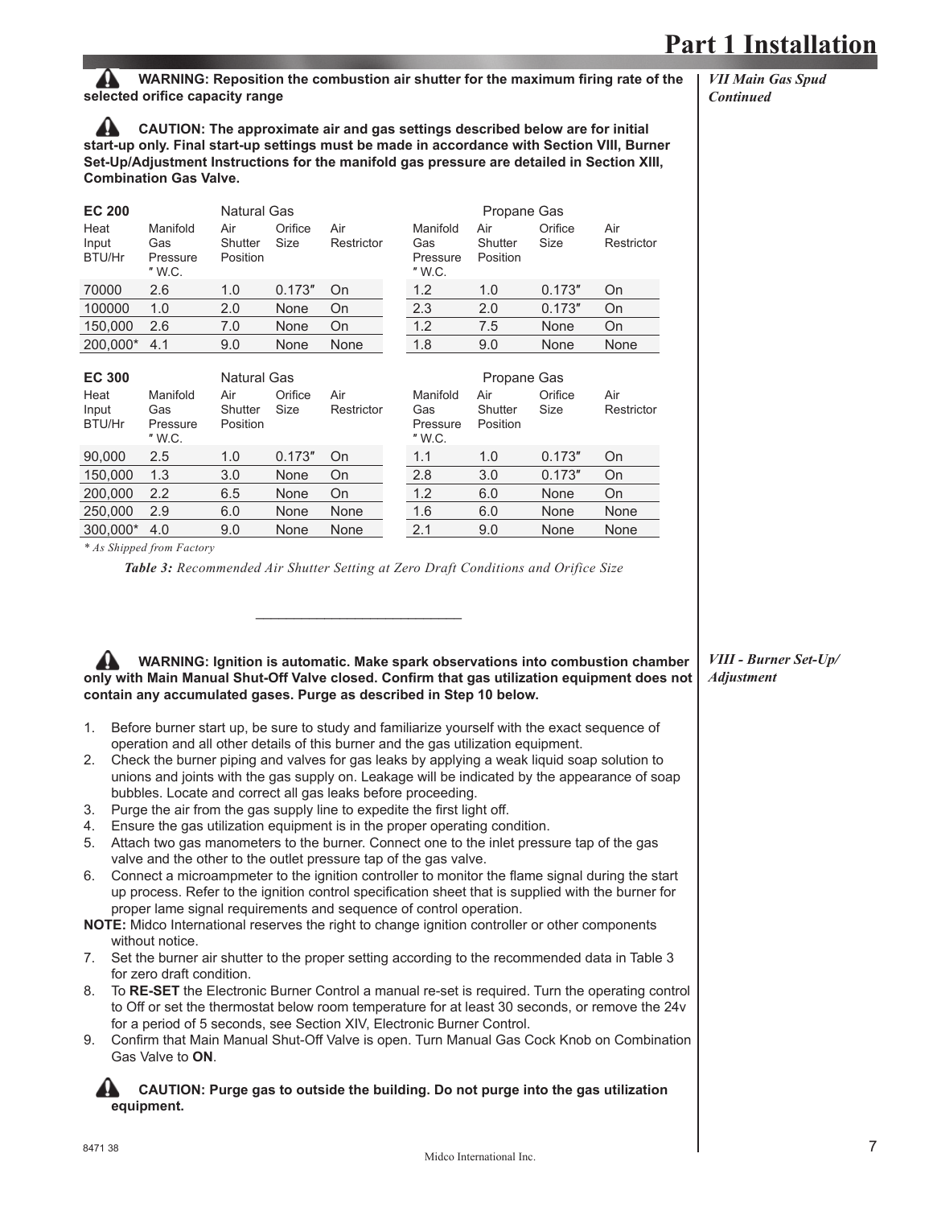*VII Main Gas Spud Continued*

**WARNING: Reposition the combustion air shutter for the maximum firing rate of the selected orifice capacity range**

**CAUTION: The approximate air and gas settings described below are for initial start-up only. Final start-up settings must be made in accordance with Section VIII, Burner Set-Up/Adjustment Instructions for the manifold gas pressure are detailed in Section XIII, Combination Gas Valve.**

| **EC 200** | | Natural Gas | | | Propane Gas | | | |
|---|---|---|---|---|---|---|---|---|
| Heat Input BTU/Hr | Manifold Gas Pressure ″ W.C. | Air Shutter Position | Orifice Size | Air Restrictor | Manifold Gas Pressure ″ W.C. | Air Shutter Position | Orifice Size | Air Restrictor |
| 70000 | 2.6 | 1.0 | 0.173″ | On | 1.2 | 1.0 | 0.173″ | On |
| 100000 | 1.0 | 2.0 | None | On | 2.3 | 2.0 | 0.173″ | On |
| 150,000 | 2.6 | 7.0 | None | On | 1.2 | 7.5 | None | On |
| 200,000* | 4.1 | 9.0 | None | None | 1.8 | 9.0 | None | None |

| **EC 300** | | Natural Gas | | | Propane Gas | | | |
|---|---|---|---|---|---|---|---|---|
| Heat Input BTU/Hr | Manifold Gas Pressure ″ W.C. | Air Shutter Position | Orifice Size | Air Restrictor | Manifold Gas Pressure ″ W.C. | Air Shutter Position | Orifice Size | Air Restrictor |
| 90,000 | 2.5 | 1.0 | 0.173″ | On | 1.1 | 1.0 | 0.173″ | On |
| 150,000 | 1.3 | 3.0 | None | On | 2.8 | 3.0 | 0.173″ | On |
| 200,000 | 2.2 | 6.5 | None | On | 1.2 | 6.0 | None | On |
| 250,000 | 2.9 | 6.0 | None | None | 1.6 | 6.0 | None | None |
| 300,000* | 4.0 | 9.0 | None | None | 2.1 | 9.0 | None | None |

*\* As Shipped from Factory*

***Table 3:*** *Recommended Air Shutter Setting at Zero Draft Conditions and Orifice Size*

---

*VIII - Burner Set-Up/ Adjustment*

**WARNING: Ignition is automatic. Make spark observations into combustion chamber only with Main Manual Shut-Off Valve closed. Confirm that gas utilization equipment does not contain any accumulated gases. Purge as described in Step 10 below.**

1. Before burner start up, be sure to study and familiarize yourself with the exact sequence of operation and all other details of this burner and the gas utilization equipment.
2. Check the burner piping and valves for gas leaks by applying a weak liquid soap solution to unions and joints with the gas supply on. Leakage will be indicated by the appearance of soap bubbles. Locate and correct all gas leaks before proceeding.
3. Purge the air from the gas supply line to expedite the first light off.
4. Ensure the gas utilization equipment is in the proper operating condition.
5. Attach two gas manometers to the burner. Connect one to the inlet pressure tap of the gas valve and the other to the outlet pressure tap of the gas valve.
6. Connect a microampmeter to the ignition controller to monitor the flame signal during the start up process. Refer to the ignition control specification sheet that is supplied with the burner for proper lame signal requirements and sequence of control operation.

**NOTE:** Midco International reserves the right to change ignition controller or other components without notice.

7. Set the burner air shutter to the proper setting according to the recommended data in Table 3 for zero draft condition.
8. To **RE-SET** the Electronic Burner Control a manual re-set is required. Turn the operating control to Off or set the thermostat below room temperature for at least 30 seconds, or remove the 24v for a period of 5 seconds, see Section XIV, Electronic Burner Control.
9. Confirm that Main Manual Shut-Off Valve is open. Turn Manual Gas Cock Knob on Combination Gas Valve to **ON**.

**CAUTION: Purge gas to outside the building. Do not purge into the gas utilization equipment.**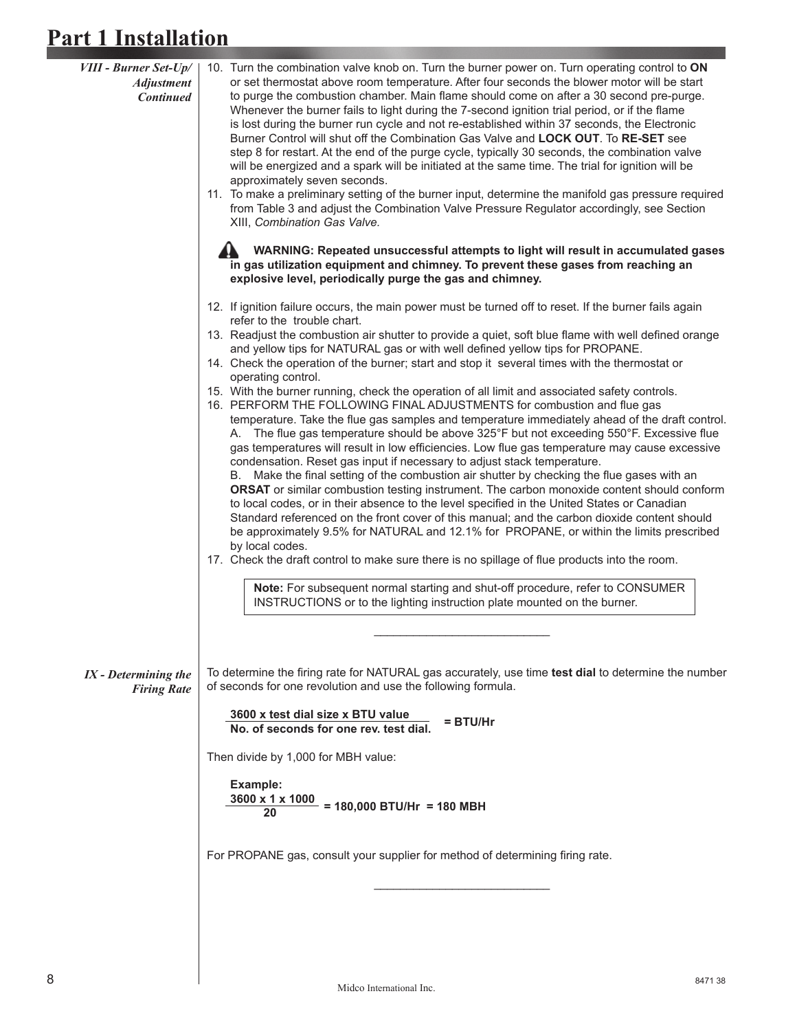# Part 1 Installation

*VIII - Burner Set-Up/ Adjustment Continued*

10. Turn the combination valve knob on. Turn the burner power on. Turn operating control to **ON** or set thermostat above room temperature. After four seconds the blower motor will be start to purge the combustion chamber. Main flame should come on after a 30 second pre-purge. Whenever the burner fails to light during the 7-second ignition trial period, or if the flame is lost during the burner run cycle and not re-established within 37 seconds, the Electronic Burner Control will shut off the Combination Gas Valve and **LOCK OUT**. To **RE-SET** see step 8 for restart. At the end of the purge cycle, typically 30 seconds, the combination valve will be energized and a spark will be initiated at the same time. The trial for ignition will be approximately seven seconds.
11. To make a preliminary setting of the burner input, determine the manifold gas pressure required from Table 3 and adjust the Combination Valve Pressure Regulator accordingly, see Section XIII, *Combination Gas Valve.*

**WARNING: Repeated unsuccessful attempts to light will result in accumulated gases in gas utilization equipment and chimney. To prevent these gases from reaching an explosive level, periodically purge the gas and chimney.**

12. If ignition failure occurs, the main power must be turned off to reset. If the burner fails again refer to the trouble chart.
13. Readjust the combustion air shutter to provide a quiet, soft blue flame with well defined orange and yellow tips for NATURAL gas or with well defined yellow tips for PROPANE.
14. Check the operation of the burner; start and stop it several times with the thermostat or operating control.
15. With the burner running, check the operation of all limit and associated safety controls.
16. PERFORM THE FOLLOWING FINAL ADJUSTMENTS for combustion and flue gas temperature. Take the flue gas samples and temperature immediately ahead of the draft control.
    A. The flue gas temperature should be above 325°F but not exceeding 550°F. Excessive flue gas temperatures will result in low efficiencies. Low flue gas temperature may cause excessive condensation. Reset gas input if necessary to adjust stack temperature.
    B. Make the final setting of the combustion air shutter by checking the flue gases with an **ORSAT** or similar combustion testing instrument. The carbon monoxide content should conform to local codes, or in their absence to the level specified in the United States or Canadian Standard referenced on the front cover of this manual; and the carbon dioxide content should be approximately 9.5% for NATURAL and 12.1% for PROPANE, or within the limits prescribed by local codes.
17. Check the draft control to make sure there is no spillage of flue products into the room.

> **Note:** For subsequent normal starting and shut-off procedure, refer to CONSUMER INSTRUCTIONS or to the lighting instruction plate mounted on the burner.

---

*IX - Determining the Firing Rate*

To determine the firing rate for NATURAL gas accurately, use time **test dial** to determine the number of seconds for one revolution and use the following formula.

$$\frac{\textbf{3600 x test dial size x BTU value}}{\textbf{No. of seconds for one rev. test dial.}} = \textbf{BTU/Hr}$$

Then divide by 1,000 for MBH value:

**Example:**

$$\frac{3600 \times 1 \times 1000}{20} = 180{,}000 \text{ BTU/Hr} = 180 \text{ MBH}$$

For PROPANE gas, consult your supplier for method of determining firing rate.

---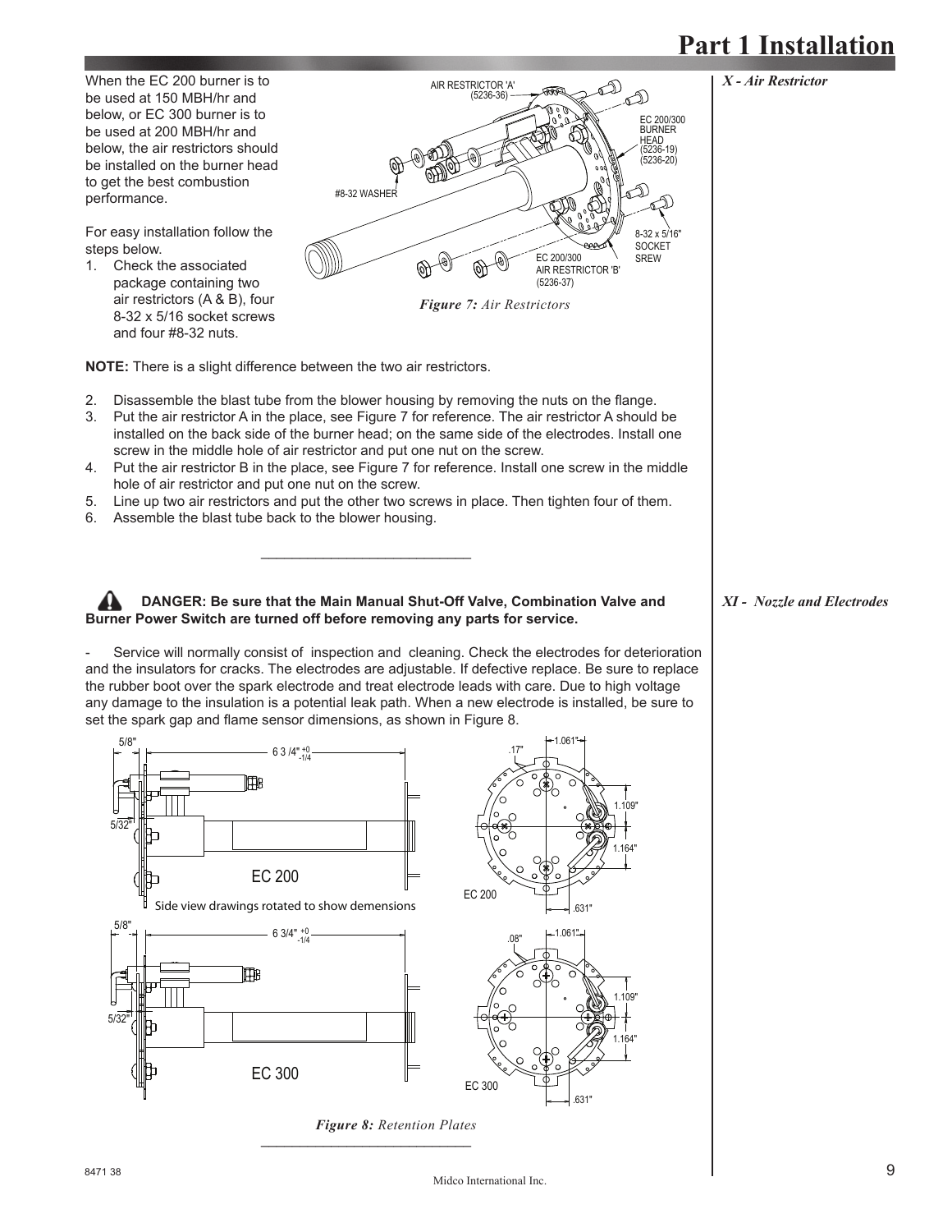## X - Air Restrictor

When the EC 200 burner is to be used at 150 MBH/hr and below, or EC 300 burner is to be used at 200 MBH/hr and below, the air restrictors should be installed on the burner head to get the best combustion performance.

For easy installation follow the steps below.

1. Check the associated package containing two air restrictors (A & B), four 8-32 x 5/16 socket screws and four #8-32 nuts.

*Figure 7: Air Restrictors*

**NOTE:** There is a slight difference between the two air restrictors.

2. Disassemble the blast tube from the blower housing by removing the nuts on the flange.
3. Put the air restrictor A in the place, see Figure 7 for reference. The air restrictor A should be installed on the back side of the burner head; on the same side of the electrodes. Install one screw in the middle hole of air restrictor and put one nut on the screw.
4. Put the air restrictor B in the place, see Figure 7 for reference. Install one screw in the middle hole of air restrictor and put one nut on the screw.
5. Line up two air restrictors and put the other two screws in place. Then tighten four of them.
6. Assemble the blast tube back to the blower housing.

## XI - Nozzle and Electrodes

**DANGER: Be sure that the Main Manual Shut-Off Valve, Combination Valve and Burner Power Switch are turned off before removing any parts for service.**

- Service will normally consist of inspection and cleaning. Check the electrodes for deterioration and the insulators for cracks. The electrodes are adjustable. If defective replace. Be sure to replace the rubber boot over the spark electrode and treat electrode leads with care. Due to high voltage any damage to the insulation is a potential leak path. When a new electrode is installed, be sure to set the spark gap and flame sensor dimensions, as shown in Figure 8.

*Figure 8: Retention Plates*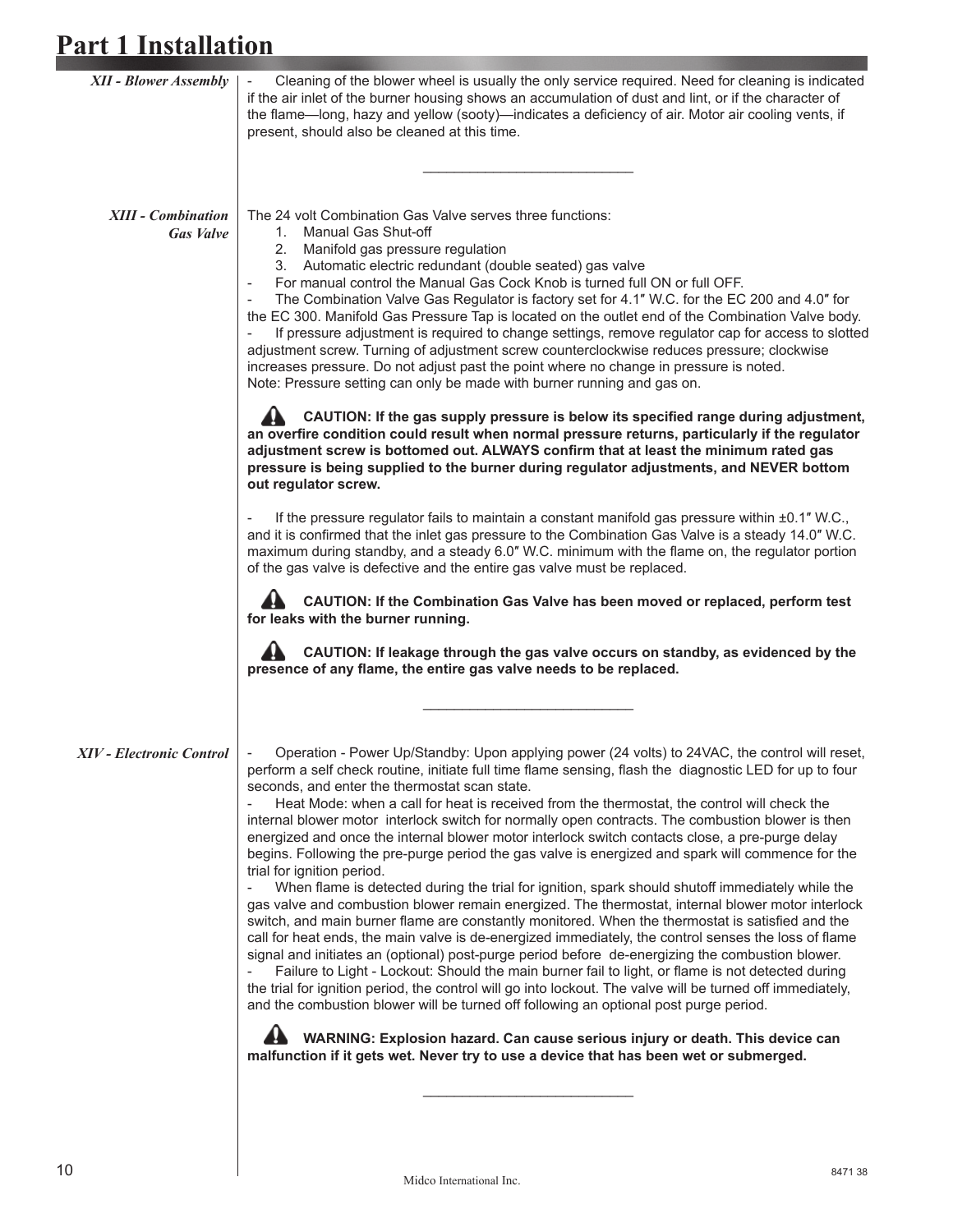# Part 1 Installation

### *XII - Blower Assembly*

- Cleaning of the blower wheel is usually the only service required. Need for cleaning is indicated if the air inlet of the burner housing shows an accumulation of dust and lint, or if the character of the flame—long, hazy and yellow (sooty)—indicates a deficiency of air. Motor air cooling vents, if present, should also be cleaned at this time.

---

### *XIII - Combination Gas Valve*

The 24 volt Combination Gas Valve serves three functions:

1. Manual Gas Shut-off
2. Manifold gas pressure regulation
3. Automatic electric redundant (double seated) gas valve

- For manual control the Manual Gas Cock Knob is turned full ON or full OFF.
- The Combination Valve Gas Regulator is factory set for 4.1″ W.C. for the EC 200 and 4.0″ for the EC 300. Manifold Gas Pressure Tap is located on the outlet end of the Combination Valve body.
- If pressure adjustment is required to change settings, remove regulator cap for access to slotted adjustment screw. Turning of adjustment screw counterclockwise reduces pressure; clockwise increases pressure. Do not adjust past the point where no change in pressure is noted.

Note: Pressure setting can only be made with burner running and gas on.

**CAUTION: If the gas supply pressure is below its specified range during adjustment, an overfire condition could result when normal pressure returns, particularly if the regulator adjustment screw is bottomed out. ALWAYS confirm that at least the minimum rated gas pressure is being supplied to the burner during regulator adjustments, and NEVER bottom out regulator screw.**

- If the pressure regulator fails to maintain a constant manifold gas pressure within ±0.1″ W.C., and it is confirmed that the inlet gas pressure to the Combination Gas Valve is a steady 14.0″ W.C. maximum during standby, and a steady 6.0″ W.C. minimum with the flame on, the regulator portion of the gas valve is defective and the entire gas valve must be replaced.

**CAUTION: If the Combination Gas Valve has been moved or replaced, perform test for leaks with the burner running.**

**CAUTION: If leakage through the gas valve occurs on standby, as evidenced by the presence of any flame, the entire gas valve needs to be replaced.**

---

### *XIV - Electronic Control*

- Operation - Power Up/Standby: Upon applying power (24 volts) to 24VAC, the control will reset, perform a self check routine, initiate full time flame sensing, flash the diagnostic LED for up to four seconds, and enter the thermostat scan state.
- Heat Mode: when a call for heat is received from the thermostat, the control will check the internal blower motor interlock switch for normally open contracts. The combustion blower is then energized and once the internal blower motor interlock switch contacts close, a pre-purge delay begins. Following the pre-purge period the gas valve is energized and spark will commence for the trial for ignition period.
- When flame is detected during the trial for ignition, spark should shutoff immediately while the gas valve and combustion blower remain energized. The thermostat, internal blower motor interlock switch, and main burner flame are constantly monitored. When the thermostat is satisfied and the call for heat ends, the main valve is de-energized immediately, the control senses the loss of flame signal and initiates an (optional) post-purge period before de-energizing the combustion blower.
- Failure to Light - Lockout: Should the main burner fail to light, or flame is not detected during the trial for ignition period, the control will go into lockout. The valve will be turned off immediately, and the combustion blower will be turned off following an optional post purge period.

**WARNING: Explosion hazard. Can cause serious injury or death. This device can malfunction if it gets wet. Never try to use a device that has been wet or submerged.**

---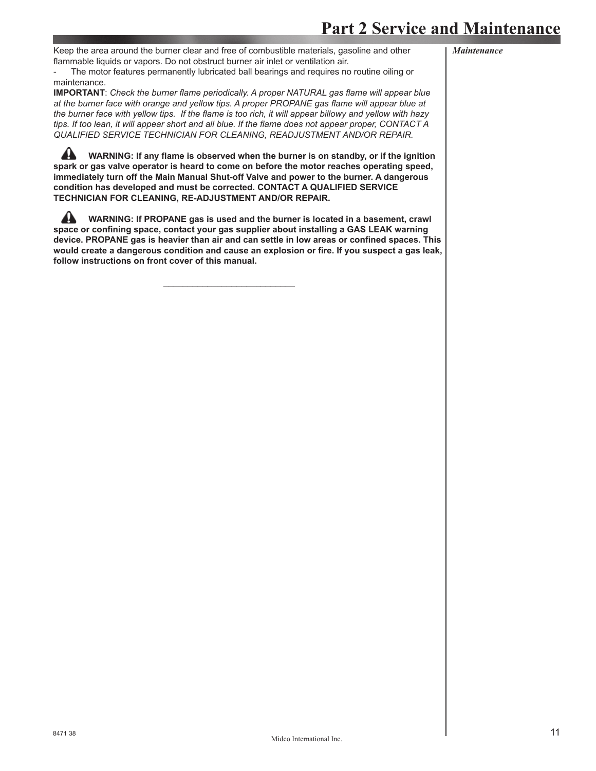# Part 2 Service and Maintenance

*Maintenance*

Keep the area around the burner clear and free of combustible materials, gasoline and other flammable liquids or vapors. Do not obstruct burner air inlet or ventilation air.

- The motor features permanently lubricated ball bearings and requires no routine oiling or maintenance.

**IMPORTANT**: *Check the burner flame periodically. A proper NATURAL gas flame will appear blue at the burner face with orange and yellow tips. A proper PROPANE gas flame will appear blue at the burner face with yellow tips. If the flame is too rich, it will appear billowy and yellow with hazy tips. If too lean, it will appear short and all blue. If the flame does not appear proper, CONTACT A QUALIFIED SERVICE TECHNICIAN FOR CLEANING, READJUSTMENT AND/OR REPAIR.*

**WARNING: If any flame is observed when the burner is on standby, or if the ignition spark or gas valve operator is heard to come on before the motor reaches operating speed, immediately turn off the Main Manual Shut-off Valve and power to the burner. A dangerous condition has developed and must be corrected. CONTACT A QUALIFIED SERVICE TECHNICIAN FOR CLEANING, RE-ADJUSTMENT AND/OR REPAIR.**

**WARNING: If PROPANE gas is used and the burner is located in a basement, crawl space or confining space, contact your gas supplier about installing a GAS LEAK warning device. PROPANE gas is heavier than air and can settle in low areas or confined spaces. This would create a dangerous condition and cause an explosion or fire. If you suspect a gas leak, follow instructions on front cover of this manual.**

___________________________

8471 38

Midco International Inc.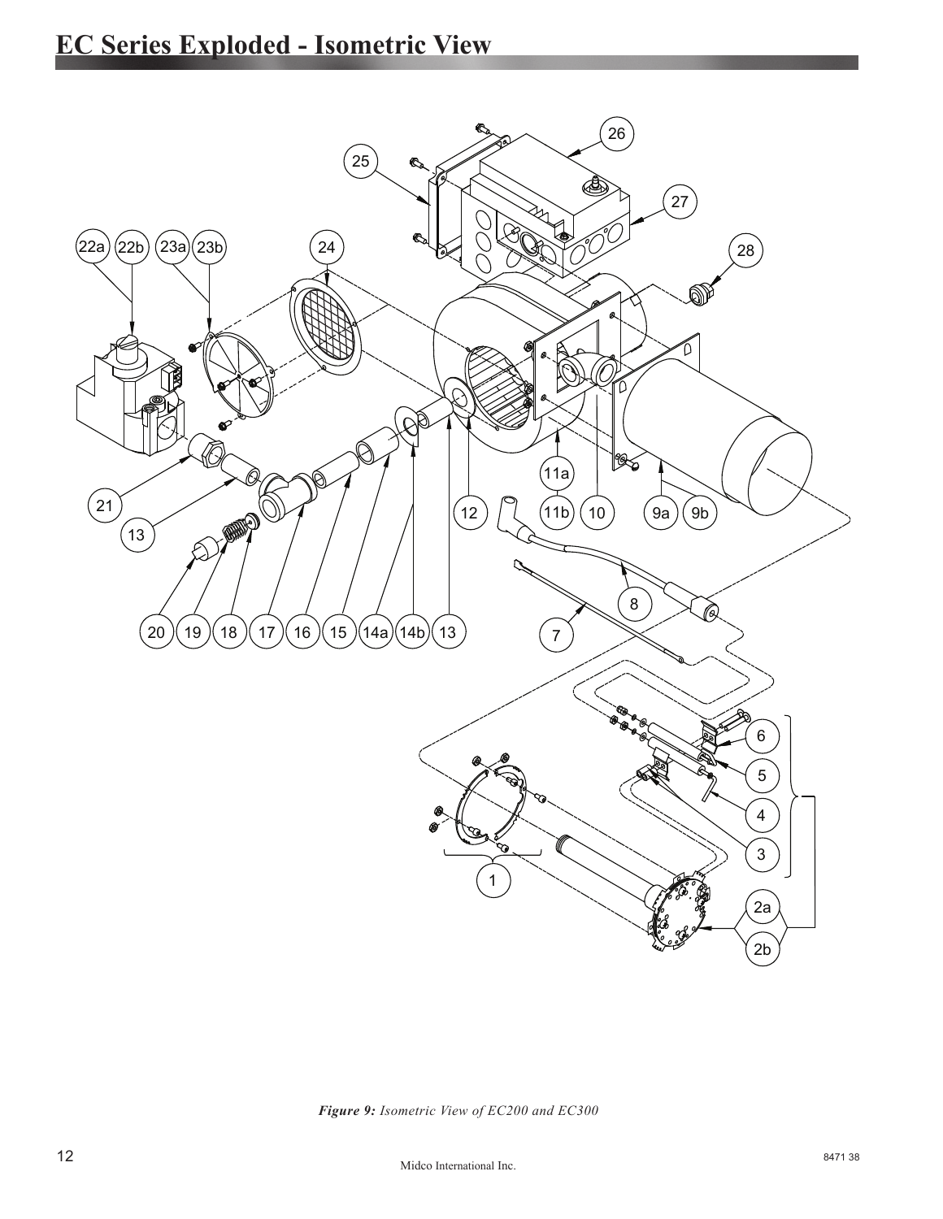# EC Series Exploded - Isometric View

*Figure 9: Isometric View of EC200 and EC300*

8471 38

Midco International Inc.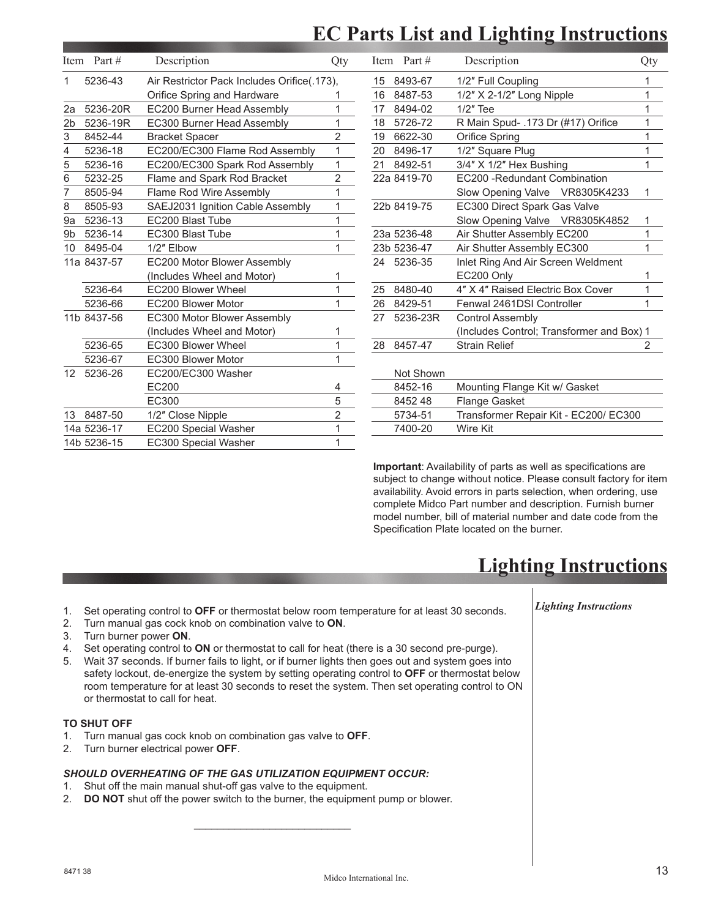# EC Parts List and Lighting Instructions

| Item | Part # | Description | Qty |
|---|---|---|---|
| 1 | 5236-43 | Air Restrictor Pack Includes Orifice(.173), Orifice Spring and Hardware | 1 |
| 2a | 5236-20R | EC200 Burner Head Assembly | 1 |
| 2b | 5236-19R | EC300 Burner Head Assembly | 1 |
| 3 | 8452-44 | Bracket Spacer | 2 |
| 4 | 5236-18 | EC200/EC300 Flame Rod Assembly | 1 |
| 5 | 5236-16 | EC200/EC300 Spark Rod Assembly | 1 |
| 6 | 5232-25 | Flame and Spark Rod Bracket | 2 |
| 7 | 8505-94 | Flame Rod Wire Assembly | 1 |
| 8 | 8505-93 | SAEJ2031 Ignition Cable Assembly | 1 |
| 9a | 5236-13 | EC200 Blast Tube | 1 |
| 9b | 5236-14 | EC300 Blast Tube | 1 |
| 10 | 8495-04 | 1/2″ Elbow | 1 |
| 11a | 8437-57 | EC200 Motor Blower Assembly (Includes Wheel and Motor) | 1 |
| | 5236-64 | EC200 Blower Wheel | 1 |
| | 5236-66 | EC200 Blower Motor | 1 |
| 11b | 8437-56 | EC300 Motor Blower Assembly (Includes Wheel and Motor) | 1 |
| | 5236-65 | EC300 Blower Wheel | 1 |
| | 5236-67 | EC300 Blower Motor | 1 |
| 12 | 5236-26 | EC200/EC300 Washer | |
| | | EC200 | 4 |
| | | EC300 | 5 |
| 13 | 8487-50 | 1/2″ Close Nipple | 2 |
| 14a | 5236-17 | EC200 Special Washer | 1 |
| 14b | 5236-15 | EC300 Special Washer | 1 |
| 15 | 8493-67 | 1/2″ Full Coupling | 1 |
| 16 | 8487-53 | 1/2″ X 2-1/2″ Long Nipple | 1 |
| 17 | 8494-02 | 1/2″ Tee | 1 |
| 18 | 5726-72 | R Main Spud- .173 Dr (#17) Orifice | 1 |
| 19 | 6622-30 | Orifice Spring | 1 |
| 20 | 8496-17 | 1/2″ Square Plug | 1 |
| 21 | 8492-51 | 3/4″ X 1/2″ Hex Bushing | 1 |
| 22a | 8419-70 | EC200 -Redundant Combination Slow Opening Valve VR8305K4233 | 1 |
| 22b | 8419-75 | EC300 Direct Spark Gas Valve Slow Opening Valve VR8305K4852 | 1 |
| 23a | 5236-48 | Air Shutter Assembly EC200 | 1 |
| 23b | 5236-47 | Air Shutter Assembly EC300 | 1 |
| 24 | 5236-35 | Inlet Ring And Air Screen Weldment EC200 Only | 1 |
| 25 | 8480-40 | 4″ X 4″ Raised Electric Box Cover | 1 |
| 26 | 8429-51 | Fenwal 2461DSI Controller | 1 |
| 27 | 5236-23R | Control Assembly (Includes Control; Transformer and Box) | 1 |
| 28 | 8457-47 | Strain Relief | 2 |
| Not Shown | | | |
| | 8452-16 | Mounting Flange Kit w/ Gasket | |
| | 8452 48 | Flange Gasket | |
| | 5734-51 | Transformer Repair Kit - EC200/ EC300 | |
| | 7400-20 | Wire Kit | |

**Important**: Availability of parts as well as specifications are subject to change without notice. Please consult factory for item availability. Avoid errors in parts selection, when ordering, use complete Midco Part number and description. Furnish burner model number, bill of material number and date code from the Specification Plate located on the burner.

# Lighting Instructions

*Lighting Instructions*

1. Set operating control to **OFF** or thermostat below room temperature for at least 30 seconds.
2. Turn manual gas cock knob on combination valve to **ON**.
3. Turn burner power **ON**.
4. Set operating control to **ON** or thermostat to call for heat (there is a 30 second pre-purge).
5. Wait 37 seconds. If burner fails to light, or if burner lights then goes out and system goes into safety lockout, de-energize the system by setting operating control to **OFF** or thermostat below room temperature for at least 30 seconds to reset the system. Then set operating control to ON or thermostat to call for heat.

**TO SHUT OFF**

1. Turn manual gas cock knob on combination gas valve to **OFF**.
2. Turn burner electrical power **OFF**.

***SHOULD OVERHEATING OF THE GAS UTILIZATION EQUIPMENT OCCUR:***

1. Shut off the main manual shut-off gas valve to the equipment.
2. **DO NOT** shut off the power switch to the burner, the equipment pump or blower.

8471 38

Midco International Inc.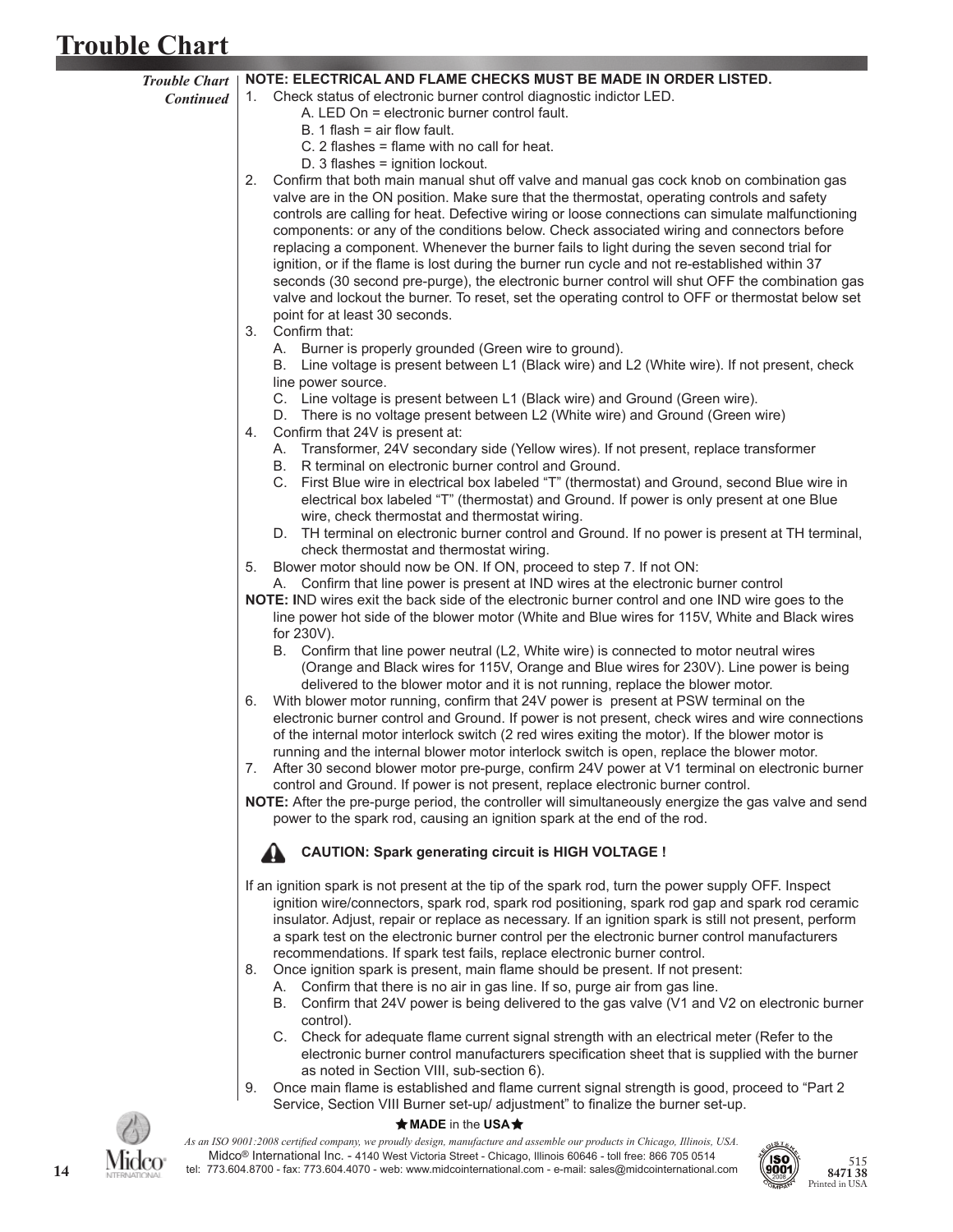# Trouble Chart

*Trouble Chart Continued*

**NOTE: ELECTRICAL AND FLAME CHECKS MUST BE MADE IN ORDER LISTED.**

1. Check status of electronic burner control diagnostic indictor LED.
   - A. LED On = electronic burner control fault.
   - B. 1 flash = air flow fault.
   - C. 2 flashes = flame with no call for heat.
   - D. 3 flashes = ignition lockout.
2. Confirm that both main manual shut off valve and manual gas cock knob on combination gas valve are in the ON position. Make sure that the thermostat, operating controls and safety controls are calling for heat. Defective wiring or loose connections can simulate malfunctioning components: or any of the conditions below. Check associated wiring and connectors before replacing a component. Whenever the burner fails to light during the seven second trial for ignition, or if the flame is lost during the burner run cycle and not re-established within 37 seconds (30 second pre-purge), the electronic burner control will shut OFF the combination gas valve and lockout the burner. To reset, set the operating control to OFF or thermostat below set point for at least 30 seconds.
3. Confirm that:
   - A. Burner is properly grounded (Green wire to ground).
   - B. Line voltage is present between L1 (Black wire) and L2 (White wire). If not present, check line power source.
   - C. Line voltage is present between L1 (Black wire) and Ground (Green wire).
   - D. There is no voltage present between L2 (White wire) and Ground (Green wire)
4. Confirm that 24V is present at:
   - A. Transformer, 24V secondary side (Yellow wires). If not present, replace transformer
   - B. R terminal on electronic burner control and Ground.
   - C. First Blue wire in electrical box labeled "T" (thermostat) and Ground, second Blue wire in electrical box labeled "T" (thermostat) and Ground. If power is only present at one Blue wire, check thermostat and thermostat wiring.
   - D. TH terminal on electronic burner control and Ground. If no power is present at TH terminal, check thermostat and thermostat wiring.
5. Blower motor should now be ON. If ON, proceed to step 7. If not ON:
   - A. Confirm that line power is present at IND wires at the electronic burner control

   **NOTE: I**ND wires exit the back side of the electronic burner control and one IND wire goes to the line power hot side of the blower motor (White and Blue wires for 115V, White and Black wires for 230V).

   - B. Confirm that line power neutral (L2, White wire) is connected to motor neutral wires (Orange and Black wires for 115V, Orange and Blue wires for 230V). Line power is being delivered to the blower motor and it is not running, replace the blower motor.
6. With blower motor running, confirm that 24V power is present at PSW terminal on the electronic burner control and Ground. If power is not present, check wires and wire connections of the internal motor interlock switch (2 red wires exiting the motor). If the blower motor is running and the internal blower motor interlock switch is open, replace the blower motor.
7. After 30 second blower motor pre-purge, confirm 24V power at V1 terminal on electronic burner control and Ground. If power is not present, replace electronic burner control.

   **NOTE:** After the pre-purge period, the controller will simultaneously energize the gas valve and send power to the spark rod, causing an ignition spark at the end of the rod.

   **CAUTION: Spark generating circuit is HIGH VOLTAGE !**

   If an ignition spark is not present at the tip of the spark rod, turn the power supply OFF. Inspect ignition wire/connectors, spark rod, spark rod positioning, spark rod gap and spark rod ceramic insulator. Adjust, repair or replace as necessary. If an ignition spark is still not present, perform a spark test on the electronic burner control per the electronic burner control manufacturers recommendations. If spark test fails, replace electronic burner control.
8. Once ignition spark is present, main flame should be present. If not present:
   - A. Confirm that there is no air in gas line. If so, purge air from gas line.
   - B. Confirm that 24V power is being delivered to the gas valve (V1 and V2 on electronic burner control).
   - C. Check for adequate flame current signal strength with an electrical meter (Refer to the electronic burner control manufacturers specification sheet that is supplied with the burner as noted in Section VIII, sub-section 6).
9. Once main flame is established and flame current signal strength is good, proceed to "Part 2 Service, Section VIII Burner set-up/ adjustment" to finalize the burner set-up.

★**MADE** in the **USA**★

*As an ISO 9001:2008 certified company, we proudly design, manufacture and assemble our products in Chicago, Illinois, USA.*

Midco® International Inc. - 4140 West Victoria Street - Chicago, Illinois 60646 - toll free: 866 705 0514
tel: 773.604.8700 - fax: 773.604.4070 - web: www.midcointernational.com - e-mail: sales@midcointernational.com

515
**8471 38**
Printed in USA